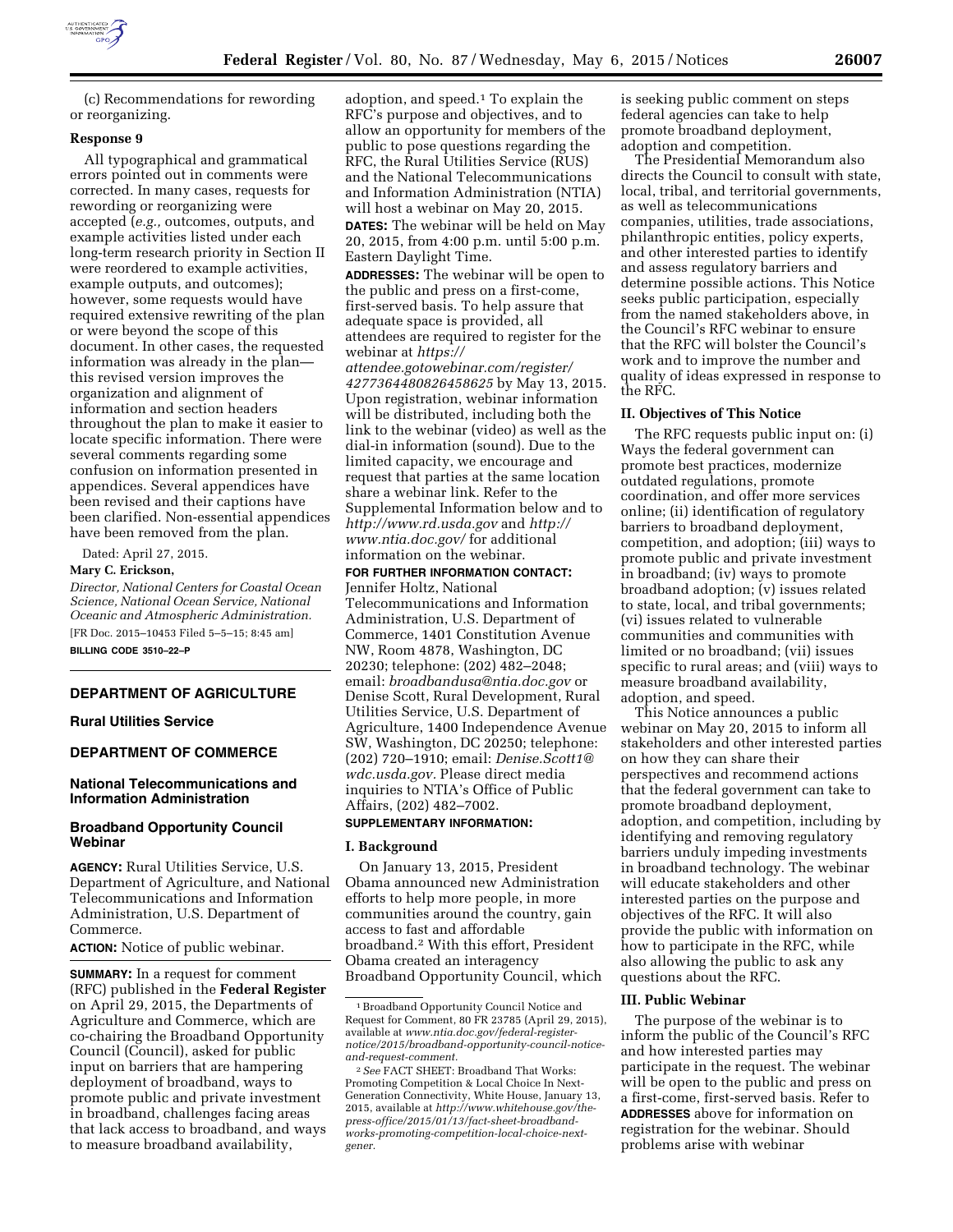(c) Recommendations for rewording or reorganizing.

**Response 9**

All typographical and grammatical errors pointed out in comments were corrected. In many cases, requests for rewording or reorganizing were accepted (*e.g.,* outcomes, outputs, and example activities listed under each long-term research priority in Section II were reordered to example activities, example outputs, and outcomes); however, some requests would have required extensive rewriting of the plan or were beyond the scope of this document. In other cases, the requested information was already in the plan—this revised version improves the organization and alignment of information and section headers throughout the plan to make it easier to locate specific information. There were several comments regarding some confusion on information presented in appendices. Several appendices have been revised and their captions have been clarified. Non-essential appendices have been removed from the plan.

Dated: April 27, 2015.

**Mary C. Erickson,**

*Director, National Centers for Coastal Ocean Science, National Ocean Service, National Oceanic and Atmospheric Administration.*

[FR Doc. 2015–10453 Filed 5–5–15; 8:45 am]

**BILLING CODE 3510–22–P**

---

## DEPARTMENT OF AGRICULTURE

### Rural Utilities Service

## DEPARTMENT OF COMMERCE

### National Telecommunications and Information Administration

### Broadband Opportunity Council Webinar

**AGENCY:** Rural Utilities Service, U.S. Department of Agriculture, and National Telecommunications and Information Administration, U.S. Department of Commerce.

**ACTION:** Notice of public webinar.

**SUMMARY:** In a request for comment (RFC) published in the **Federal Register** on April 29, 2015, the Departments of Agriculture and Commerce, which are co-chairing the Broadband Opportunity Council (Council), asked for public input on barriers that are hampering deployment of broadband, ways to promote public and private investment in broadband, challenges facing areas that lack access to broadband, and ways to measure broadband availability, adoption, and speed.[1] To explain the RFC's purpose and objectives, and to allow an opportunity for members of the public to pose questions regarding the RFC, the Rural Utilities Service (RUS) and the National Telecommunications and Information Administration (NTIA) will host a webinar on May 20, 2015.

**DATES:** The webinar will be held on May 20, 2015, from 4:00 p.m. until 5:00 p.m. Eastern Daylight Time.

**ADDRESSES:** The webinar will be open to the public and press on a first-come, first-served basis. To help assure that adequate space is provided, all attendees are required to register for the webinar at *https://attendee.gotowebinar.com/register/4277364480826458625* by May 13, 2015. Upon registration, webinar information will be distributed, including both the link to the webinar (video) as well as the dial-in information (sound). Due to the limited capacity, we encourage and request that parties at the same location share a webinar link. Refer to the Supplemental Information below and to *http://www.rd.usda.gov* and *http://www.ntia.doc.gov/* for additional information on the webinar.

**FOR FURTHER INFORMATION CONTACT:** Jennifer Holtz, National Telecommunications and Information Administration, U.S. Department of Commerce, 1401 Constitution Avenue NW, Room 4878, Washington, DC 20230; telephone: (202) 482–2048; email: *broadbandusa@ntia.doc.gov* or Denise Scott, Rural Development, Rural Utilities Service, U.S. Department of Agriculture, 1400 Independence Avenue SW, Washington, DC 20250; telephone: (202) 720–1910; email: *Denise.Scott1@wdc.usda.gov.* Please direct media inquiries to NTIA's Office of Public Affairs, (202) 482–7002.

**SUPPLEMENTARY INFORMATION:**

**I. Background**

On January 13, 2015, President Obama announced new Administration efforts to help more people, in more communities around the country, gain access to fast and affordable broadband.[2] With this effort, President Obama created an interagency Broadband Opportunity Council, which is seeking public comment on steps federal agencies can take to help promote broadband deployment, adoption and competition.

The Presidential Memorandum also directs the Council to consult with state, local, tribal, and territorial governments, as well as telecommunications companies, utilities, trade associations, philanthropic entities, policy experts, and other interested parties to identify and assess regulatory barriers and determine possible actions. This Notice seeks public participation, especially from the named stakeholders above, in the Council's RFC webinar to ensure that the RFC will bolster the Council's work and to improve the number and quality of ideas expressed in response to the RFC.

**II. Objectives of This Notice**

The RFC requests public input on: (i) Ways the federal government can promote best practices, modernize outdated regulations, promote coordination, and offer more services online; (ii) identification of regulatory barriers to broadband deployment, competition, and adoption; (iii) ways to promote public and private investment in broadband; (iv) ways to promote broadband adoption; (v) issues related to state, local, and tribal governments; (vi) issues related to vulnerable communities and communities with limited or no broadband; (vii) issues specific to rural areas; and (viii) ways to measure broadband availability, adoption, and speed.

This Notice announces a public webinar on May 20, 2015 to inform all stakeholders and other interested parties on how they can share their perspectives and recommend actions that the federal government can take to promote broadband deployment, adoption, and competition, including by identifying and removing regulatory barriers unduly impeding investments in broadband technology. The webinar will educate stakeholders and other interested parties on the purpose and objectives of the RFC. It will also provide the public with information on how to participate in the RFC, while also allowing the public to ask any questions about the RFC.

**III. Public Webinar**

The purpose of the webinar is to inform the public of the Council's RFC and how interested parties may participate in the request. The webinar will be open to the public and press on a first-come, first-served basis. Refer to **ADDRESSES** above for information on registration for the webinar. Should problems arise with webinar

---

[1] Broadband Opportunity Council Notice and Request for Comment, 80 FR 23785 (April 29, 2015), available at *www.ntia.doc.gov/federal-register-notice/2015/broadband-opportunity-council-notice-and-request-comment.*

[2] *See* FACT SHEET: Broadband That Works: Promoting Competition & Local Choice In Next-Generation Connectivity, White House, January 13, 2015, available at *http://www.whitehouse.gov/the-press-office/2015/01/13/fact-sheet-broadband-works-promoting-competition-local-choice-next-gener.*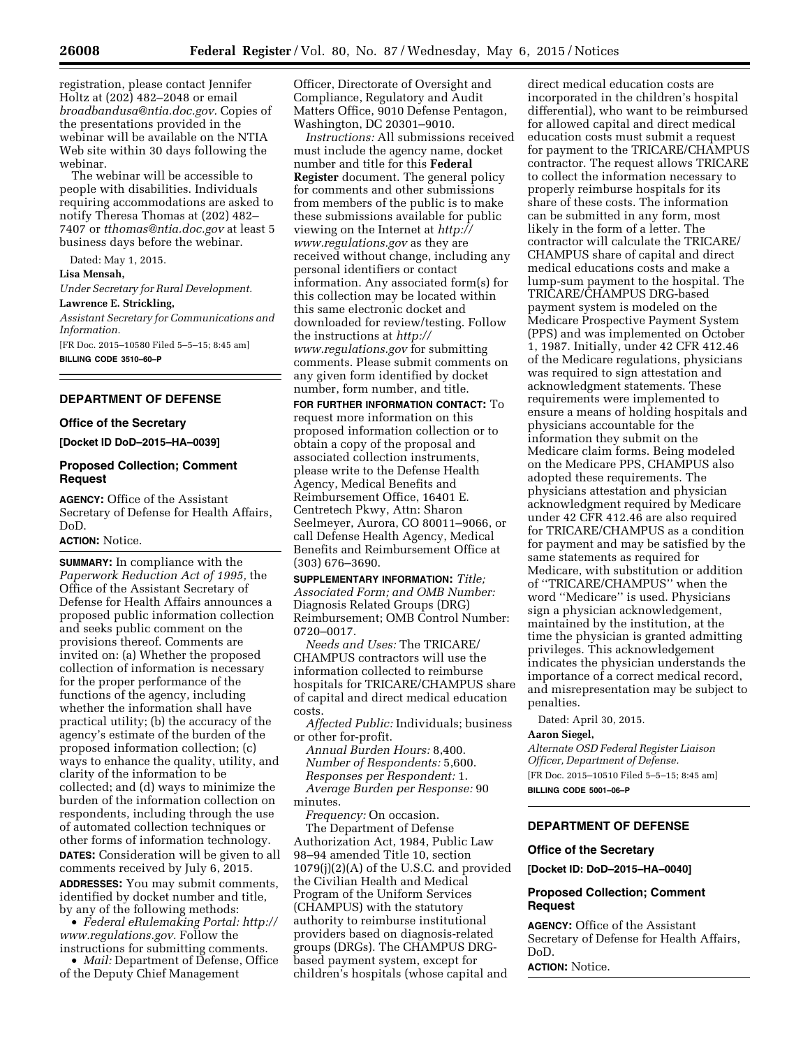registration, please contact Jennifer Holtz at (202) 482–2048 or email *broadbandusa@ntia.doc.gov.* Copies of the presentations provided in the webinar will be available on the NTIA Web site within 30 days following the webinar.

The webinar will be accessible to people with disabilities. Individuals requiring accommodations are asked to notify Theresa Thomas at (202) 482–7407 or *tthomas@ntia.doc.gov* at least 5 business days before the webinar.

Dated: May 1, 2015.

**Lisa Mensah,**

*Under Secretary for Rural Development.*

**Lawrence E. Strickling,**

*Assistant Secretary for Communications and Information.*

[FR Doc. 2015–10580 Filed 5–5–15; 8:45 am]

**BILLING CODE 3510–60–P**

## DEPARTMENT OF DEFENSE

### Office of the Secretary

**[Docket ID DoD–2015–HA–0039]**

### Proposed Collection; Comment Request

**AGENCY:** Office of the Assistant Secretary of Defense for Health Affairs, DoD.

**ACTION:** Notice.

**SUMMARY:** In compliance with the *Paperwork Reduction Act of 1995,* the Office of the Assistant Secretary of Defense for Health Affairs announces a proposed public information collection and seeks public comment on the provisions thereof. Comments are invited on: (a) Whether the proposed collection of information is necessary for the proper performance of the functions of the agency, including whether the information shall have practical utility; (b) the accuracy of the agency's estimate of the burden of the proposed information collection; (c) ways to enhance the quality, utility, and clarity of the information to be collected; and (d) ways to minimize the burden of the information collection on respondents, including through the use of automated collection techniques or other forms of information technology.

**DATES:** Consideration will be given to all comments received by July 6, 2015.

**ADDRESSES:** You may submit comments, identified by docket number and title, by any of the following methods:

- *Federal eRulemaking Portal: http://www.regulations.gov.* Follow the instructions for submitting comments.
- *Mail:* Department of Defense, Office of the Deputy Chief Management Officer, Directorate of Oversight and Compliance, Regulatory and Audit Matters Office, 9010 Defense Pentagon, Washington, DC 20301–9010.

*Instructions:* All submissions received must include the agency name, docket number and title for this **Federal Register** document. The general policy for comments and other submissions from members of the public is to make these submissions available for public viewing on the Internet at *http://www.regulations.gov* as they are received without change, including any personal identifiers or contact information. Any associated form(s) for this collection may be located within this same electronic docket and downloaded for review/testing. Follow the instructions at *http://www.regulations.gov* for submitting comments. Please submit comments on any given form identified by docket number, form number, and title.

**FOR FURTHER INFORMATION CONTACT:** To request more information on this proposed information collection or to obtain a copy of the proposal and associated collection instruments, please write to the Defense Health Agency, Medical Benefits and Reimbursement Office, 16401 E. Centretech Pkwy, Attn: Sharon Seelmeyer, Aurora, CO 80011–9066, or call Defense Health Agency, Medical Benefits and Reimbursement Office at (303) 676–3690.

**SUPPLEMENTARY INFORMATION:** *Title; Associated Form; and OMB Number:* Diagnosis Related Groups (DRG) Reimbursement; OMB Control Number: 0720–0017.

*Needs and Uses:* The TRICARE/CHAMPUS contractors will use the information collected to reimburse hospitals for TRICARE/CHAMPUS share of capital and direct medical education costs.

*Affected Public:* Individuals; business or other for-profit.

*Annual Burden Hours:* 8,400.

*Number of Respondents:* 5,600.

*Responses per Respondent:* 1.

*Average Burden per Response:* 90 minutes.

*Frequency:* On occasion.

The Department of Defense Authorization Act, 1984, Public Law 98–94 amended Title 10, section 1079(j)(2)(A) of the U.S.C. and provided the Civilian Health and Medical Program of the Uniform Services (CHAMPUS) with the statutory authority to reimburse institutional providers based on diagnosis-related groups (DRGs). The CHAMPUS DRG-based payment system, except for children's hospitals (whose capital and direct medical education costs are incorporated in the children's hospital differential), who want to be reimbursed for allowed capital and direct medical education costs must submit a request for payment to the TRICARE/CHAMPUS contractor. The request allows TRICARE to collect the information necessary to properly reimburse hospitals for its share of these costs. The information can be submitted in any form, most likely in the form of a letter. The contractor will calculate the TRICARE/CHAMPUS share of capital and direct medical educations costs and make a lump-sum payment to the hospital. The TRICARE/CHAMPUS DRG-based payment system is modeled on the Medicare Prospective Payment System (PPS) and was implemented on October 1, 1987. Initially, under 42 CFR 412.46 of the Medicare regulations, physicians was required to sign attestation and acknowledgment statements. These requirements were implemented to ensure a means of holding hospitals and physicians accountable for the information they submit on the Medicare claim forms. Being modeled on the Medicare PPS, CHAMPUS also adopted these requirements. The physicians attestation and physician acknowledgment required by Medicare under 42 CFR 412.46 are also required for TRICARE/CHAMPUS as a condition for payment and may be satisfied by the same statements as required for Medicare, with substitution or addition of ''TRICARE/CHAMPUS'' when the word ''Medicare'' is used. Physicians sign a physician acknowledgement, maintained by the institution, at the time the physician is granted admitting privileges. This acknowledgement indicates the physician understands the importance of a correct medical record, and misrepresentation may be subject to penalties.

Dated: April 30, 2015.

**Aaron Siegel,**

*Alternate OSD Federal Register Liaison Officer, Department of Defense.*

[FR Doc. 2015–10510 Filed 5–5–15; 8:45 am]

**BILLING CODE 5001–06–P**

## DEPARTMENT OF DEFENSE

### Office of the Secretary

**[Docket ID: DoD–2015–HA–0040]**

### Proposed Collection; Comment Request

**AGENCY:** Office of the Assistant Secretary of Defense for Health Affairs, DoD.

**ACTION:** Notice.